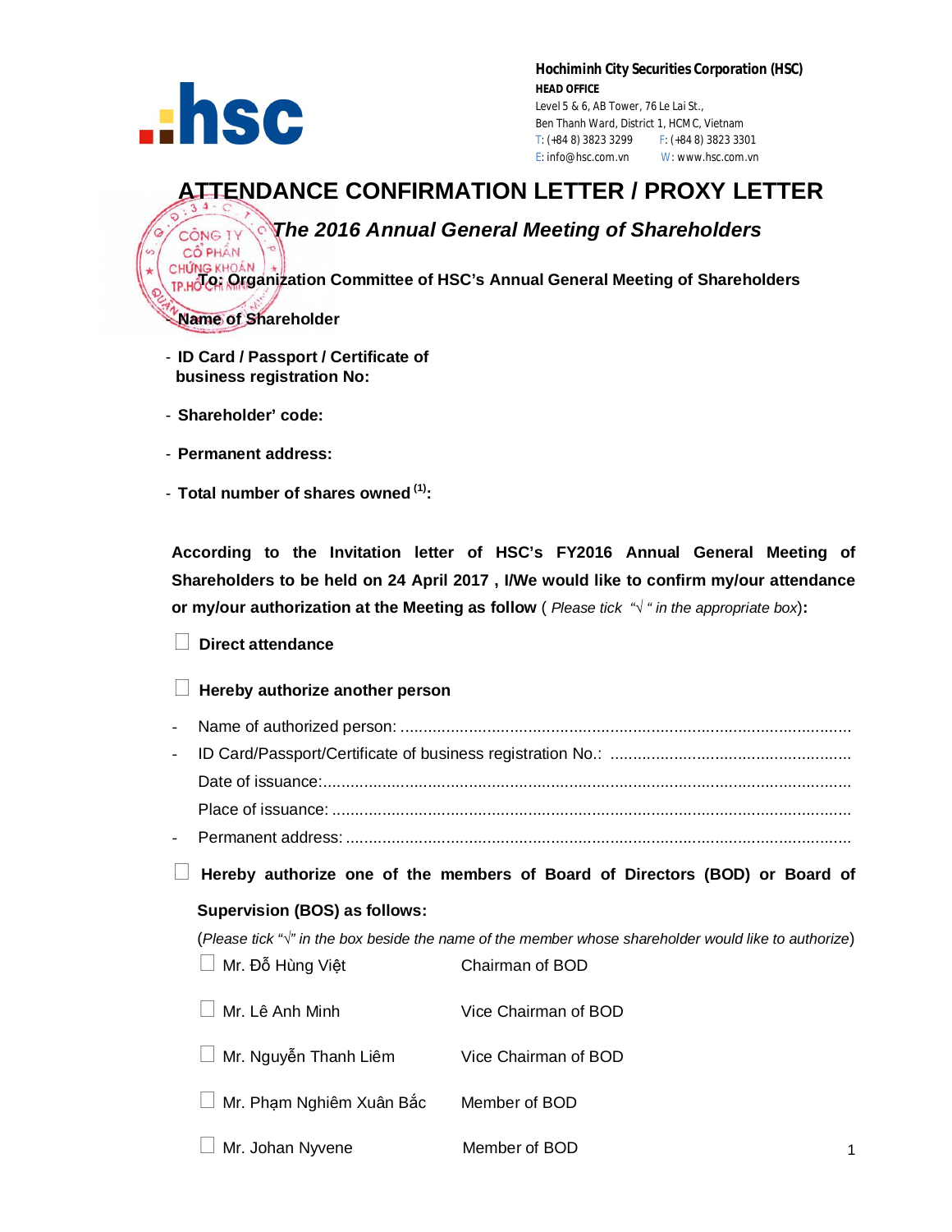**Hochiminh City Securities Corporation (HSC)**
**HEAD OFFICE**
Level 5 & 6, AB Tower, 76 Le Lai St.,
Ben Thanh Ward, District 1, HCMC, Vietnam
T: (+84 8) 3823 3299 F: (+84 8) 3823 3301
E: info@hsc.com.vn W: www.hsc.com.vn

# ATTENDANCE CONFIRMATION LETTER / PROXY LETTER

## *The 2016 Annual General Meeting of Shareholders*

**To: Organization Committee of HSC's Annual General Meeting of Shareholders**

- **Name of Shareholder**
- **ID Card / Passport / Certificate of business registration No:**
- **Shareholder' code:**
- **Permanent address:**
- **Total number of shares owned (1):**

**According to the Invitation letter of HSC's FY2016 Annual General Meeting of Shareholders to be held on 24 April 2017 , I/We would like to confirm my/our attendance or my/our authorization at the Meeting as follow** ( *Please tick "√ " in the appropriate box*)**:**

☐ **Direct attendance**

☐ **Hereby authorize another person**

- Name of authorized person: ..................................................................................................
- ID Card/Passport/Certificate of business registration No.: ....................................................
  Date of issuance:....................................................................................................................
  Place of issuance: ..................................................................................................................
- Permanent address: ..............................................................................................................

☐ **Hereby authorize one of the members of Board of Directors (BOD) or Board of Supervision (BOS) as follows:**

(*Please tick "√" in the box beside the name of the member whose shareholder would like to authorize*)

| | |
|---|---|
| ☐ Mr. Đỗ Hùng Việt | Chairman of BOD |
| ☐ Mr. Lê Anh Minh | Vice Chairman of BOD |
| ☐ Mr. Nguyễn Thanh Liêm | Vice Chairman of BOD |
| ☐ Mr. Phạm Nghiêm Xuân Bắc | Member of BOD |
| ☐ Mr. Johan Nyvene | Member of BOD |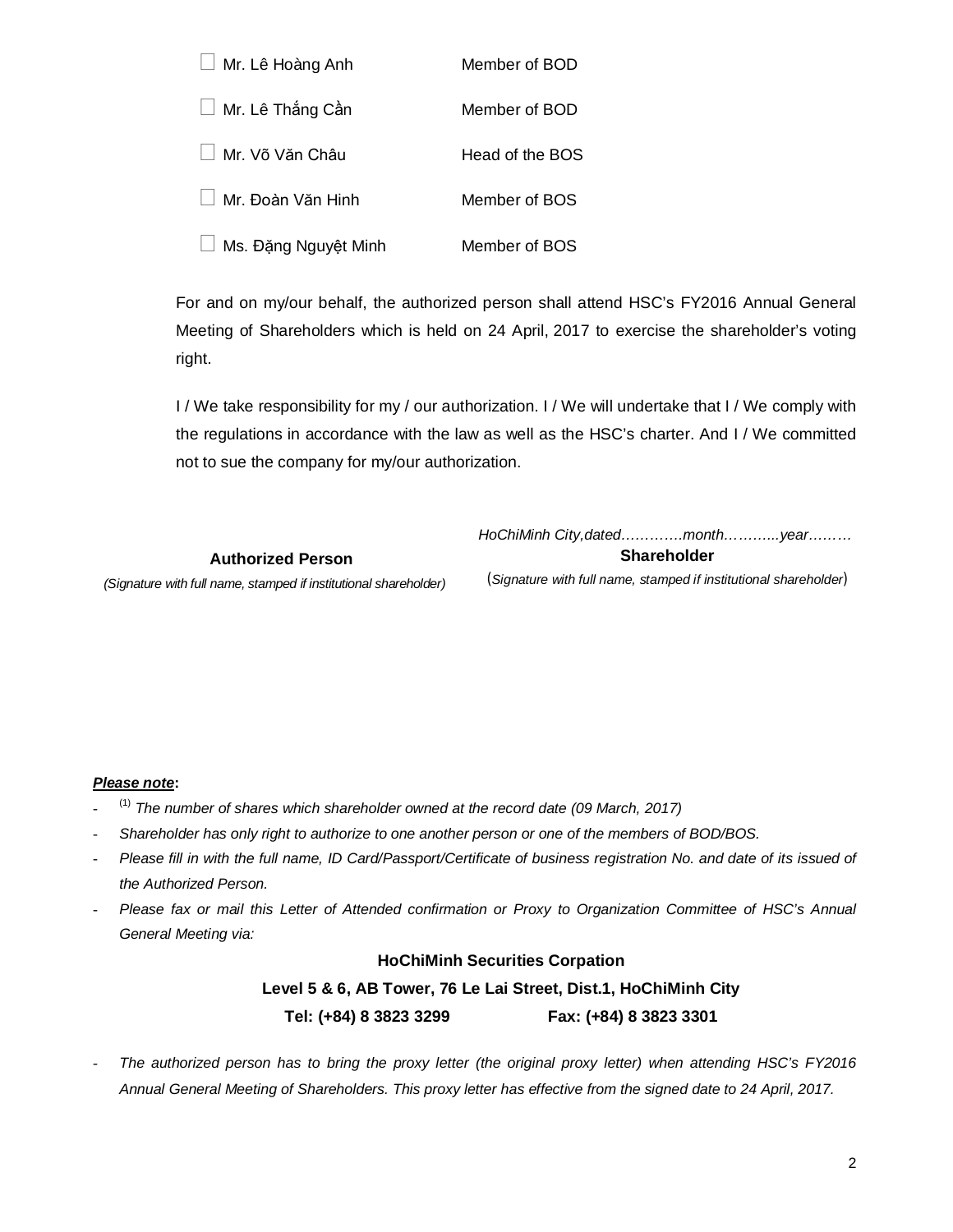| | |
|---|---|
| ☐ Mr. Lê Hoàng Anh | Member of BOD |
| ☐ Mr. Lê Thắng Cần | Member of BOD |
| ☐ Mr. Võ Văn Châu | Head of the BOS |
| ☐ Mr. Đoàn Văn Hinh | Member of BOS |
| ☐ Ms. Đặng Nguyệt Minh | Member of BOS |

For and on my/our behalf, the authorized person shall attend HSC's FY2016 Annual General Meeting of Shareholders which is held on 24 April, 2017 to exercise the shareholder's voting right.

I / We take responsibility for my / our authorization. I / We will undertake that I / We comply with the regulations in accordance with the law as well as the HSC's charter. And I / We committed not to sue the company for my/our authorization.

*HoChiMinh City,dated………….month………...year………*

| **Authorized Person** | **Shareholder** |
|---|---|
| *(Signature with full name, stamped if institutional shareholder)* | (*Signature with full name, stamped if institutional shareholder*) |

***Please note*:**

- [(1)] *The number of shares which shareholder owned at the record date (09 March, 2017)*
- *Shareholder has only right to authorize to one another person or one of the members of BOD/BOS.*
- *Please fill in with the full name, ID Card/Passport/Certificate of business registration No. and date of its issued of the Authorized Person.*
- *Please fax or mail this Letter of Attended confirmation or Proxy to Organization Committee of HSC's Annual General Meeting via:*

**HoChiMinh Securities Corpation**

**Level 5 & 6, AB Tower, 76 Le Lai Street, Dist.1, HoChiMinh City**

**Tel: (+84) 8 3823 3299 Fax: (+84) 8 3823 3301**

- *The authorized person has to bring the proxy letter (the original proxy letter) when attending HSC's FY2016 Annual General Meeting of Shareholders. This proxy letter has effective from the signed date to 24 April, 2017.*